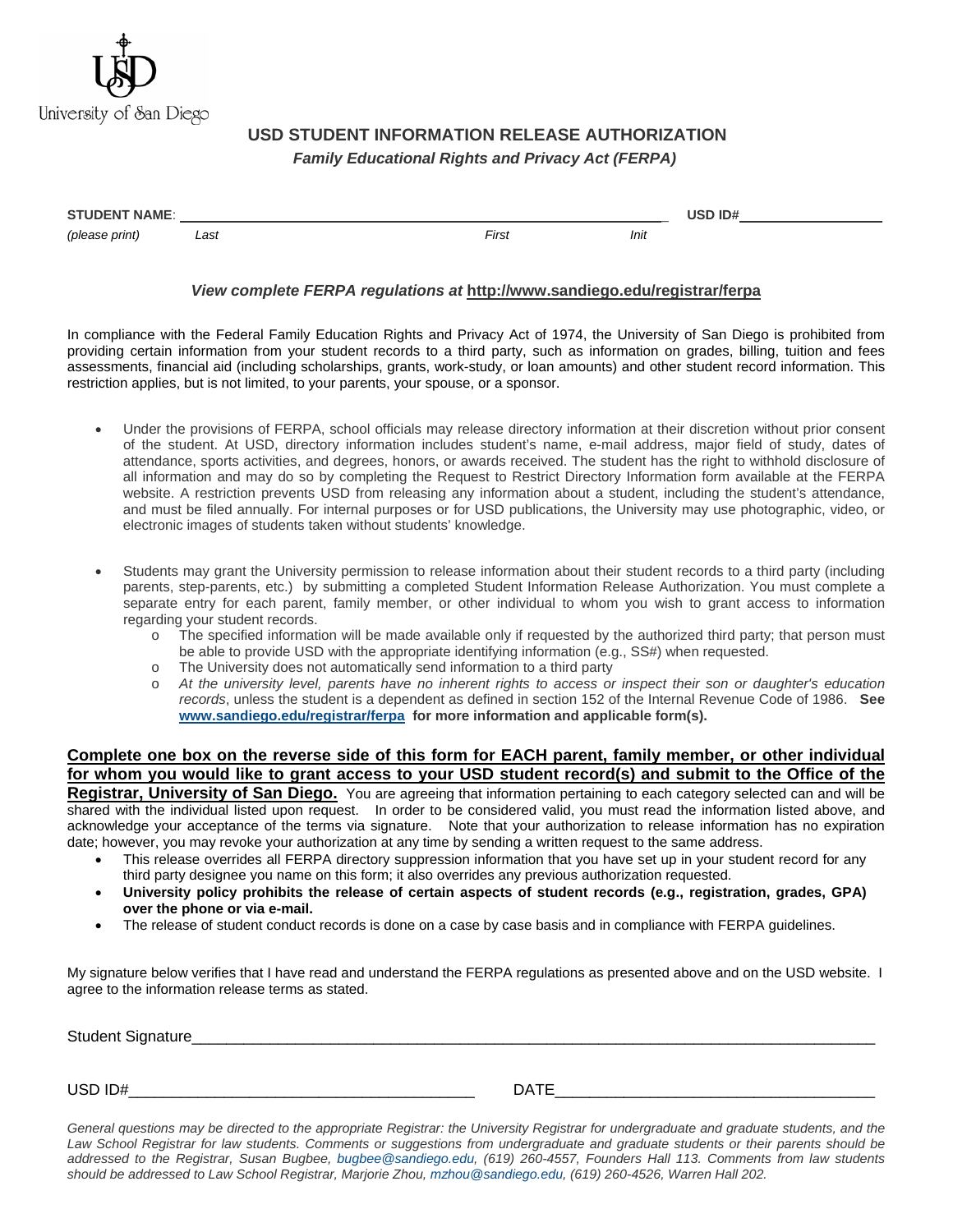University of San Diego

# USD STUDENT INFORMATION RELEASE AUTHORIZATION

***Family Educational Rights and Privacy Act (FERPA)***

**STUDENT NAME**: ______________________________________________ **USD ID#** ________________

*(please print)* *Last* *First* *Init*

***View complete FERPA regulations at*** **http://www.sandiego.edu/registrar/ferpa**

In compliance with the Federal Family Education Rights and Privacy Act of 1974, the University of San Diego is prohibited from providing certain information from your student records to a third party, such as information on grades, billing, tuition and fees assessments, financial aid (including scholarships, grants, work-study, or loan amounts) and other student record information. This restriction applies, but is not limited, to your parents, your spouse, or a sponsor.

- Under the provisions of FERPA, school officials may release directory information at their discretion without prior consent of the student. At USD, directory information includes student's name, e-mail address, major field of study, dates of attendance, sports activities, and degrees, honors, or awards received. The student has the right to withhold disclosure of all information and may do so by completing the Request to Restrict Directory Information form available at the FERPA website. A restriction prevents USD from releasing any information about a student, including the student's attendance, and must be filed annually. For internal purposes or for USD publications, the University may use photographic, video, or electronic images of students taken without students' knowledge.

- Students may grant the University permission to release information about their student records to a third party (including parents, step-parents, etc.) by submitting a completed Student Information Release Authorization. You must complete a separate entry for each parent, family member, or other individual to whom you wish to grant access to information regarding your student records.
  - The specified information will be made available only if requested by the authorized third party; that person must be able to provide USD with the appropriate identifying information (e.g., SS#) when requested.
  - The University does not automatically send information to a third party
  - *At the university level, parents have no inherent rights to access or inspect their son or daughter's education records*, unless the student is a dependent as defined in section 152 of the Internal Revenue Code of 1986. **See www.sandiego.edu/registrar/ferpa for more information and applicable form(s).**

**Complete one box on the reverse side of this form for EACH parent, family member, or other individual for whom you would like to grant access to your USD student record(s) and submit to the Office of the Registrar, University of San Diego.** You are agreeing that information pertaining to each category selected can and will be shared with the individual listed upon request. In order to be considered valid, you must read the information listed above, and acknowledge your acceptance of the terms via signature. Note that your authorization to release information has no expiration date; however, you may revoke your authorization at any time by sending a written request to the same address.

- This release overrides all FERPA directory suppression information that you have set up in your student record for any third party designee you name on this form; it also overrides any previous authorization requested.
- **University policy prohibits the release of certain aspects of student records (e.g., registration, grades, GPA) over the phone or via e-mail.**
- The release of student conduct records is done on a case by case basis and in compliance with FERPA guidelines.

My signature below verifies that I have read and understand the FERPA regulations as presented above and on the USD website. I agree to the information release terms as stated.

Student Signature________________________________________________________________

USD ID#_______________________________ DATE_______________________________

*General questions may be directed to the appropriate Registrar: the University Registrar for undergraduate and graduate students, and the Law School Registrar for law students. Comments or suggestions from undergraduate and graduate students or their parents should be addressed to the Registrar, Susan Bugbee, bugbee@sandiego.edu, (619) 260-4557, Founders Hall 113. Comments from law students should be addressed to Law School Registrar, Marjorie Zhou, mzhou@sandiego.edu, (619) 260-4526, Warren Hall 202.*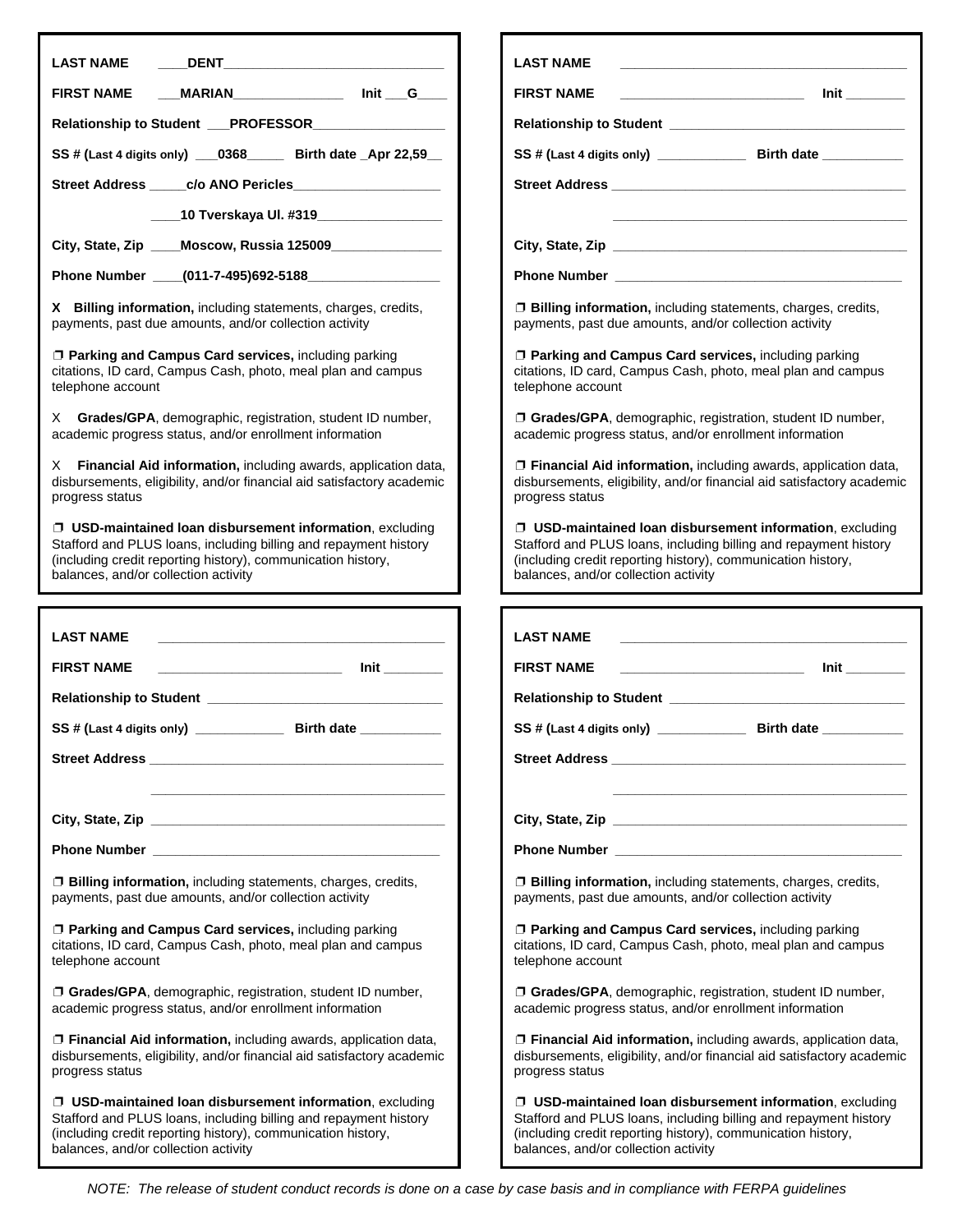**LAST NAME** ____DENT______________________________

**FIRST NAME** ___MARIAN_______________ **Init** ___G____

**Relationship to Student** ___PROFESSOR__________________

**SS # (Last 4 digits only)** ___0368_____ **Birth date** _Apr 22,59__

**Street Address** _____c/o ANO Pericles____________________

____10 Tverskaya Ul. #319_________________

**City, State, Zip** ____Moscow, Russia 125009_______________

**Phone Number** ____(011-7-495)692-5188__________________

X **Billing information,** including statements, charges, credits, payments, past due amounts, and/or collection activity

❒ **Parking and Campus Card services,** including parking citations, ID card, Campus Cash, photo, meal plan and campus telephone account

X **Grades/GPA**, demographic, registration, student ID number, academic progress status, and/or enrollment information

X **Financial Aid information,** including awards, application data, disbursements, eligibility, and/or financial aid satisfactory academic progress status

❒ **USD-maintained loan disbursement information**, excluding Stafford and PLUS loans, including billing and repayment history (including credit reporting history), communication history, balances, and/or collection activity

---

**LAST NAME** ________________________________________

**FIRST NAME** _________________________ **Init** ________

**Relationship to Student** _________________________________

**SS # (Last 4 digits only)** _____________ **Birth date** ___________

**Street Address** ________________________________________

________________________________________

**City, State, Zip** ________________________________________

**Phone Number** ________________________________________

❒ **Billing information,** including statements, charges, credits, payments, past due amounts, and/or collection activity

❒ **Parking and Campus Card services,** including parking citations, ID card, Campus Cash, photo, meal plan and campus telephone account

❒ **Grades/GPA**, demographic, registration, student ID number, academic progress status, and/or enrollment information

❒ **Financial Aid information,** including awards, application data, disbursements, eligibility, and/or financial aid satisfactory academic progress status

❒ **USD-maintained loan disbursement information**, excluding Stafford and PLUS loans, including billing and repayment history (including credit reporting history), communication history, balances, and/or collection activity

---

**LAST NAME** ________________________________________

**FIRST NAME** _________________________ **Init** ________

**Relationship to Student** _________________________________

**SS # (Last 4 digits only)** _____________ **Birth date** ___________

**Street Address** ________________________________________

________________________________________

**City, State, Zip** ________________________________________

**Phone Number** ________________________________________

❒ **Billing information,** including statements, charges, credits, payments, past due amounts, and/or collection activity

❒ **Parking and Campus Card services,** including parking citations, ID card, Campus Cash, photo, meal plan and campus telephone account

❒ **Grades/GPA**, demographic, registration, student ID number, academic progress status, and/or enrollment information

❒ **Financial Aid information,** including awards, application data, disbursements, eligibility, and/or financial aid satisfactory academic progress status

❒ **USD-maintained loan disbursement information**, excluding Stafford and PLUS loans, including billing and repayment history (including credit reporting history), communication history, balances, and/or collection activity

---

**LAST NAME** ________________________________________

**FIRST NAME** _________________________ **Init** ________

**Relationship to Student** _________________________________

**SS # (Last 4 digits only)** _____________ **Birth date** ___________

**Street Address** ________________________________________

________________________________________

**City, State, Zip** ________________________________________

**Phone Number** ________________________________________

❒ **Billing information,** including statements, charges, credits, payments, past due amounts, and/or collection activity

❒ **Parking and Campus Card services,** including parking citations, ID card, Campus Cash, photo, meal plan and campus telephone account

❒ **Grades/GPA**, demographic, registration, student ID number, academic progress status, and/or enrollment information

❒ **Financial Aid information,** including awards, application data, disbursements, eligibility, and/or financial aid satisfactory academic progress status

❒ **USD-maintained loan disbursement information**, excluding Stafford and PLUS loans, including billing and repayment history (including credit reporting history), communication history, balances, and/or collection activity

*NOTE: The release of student conduct records is done on a case by case basis and in compliance with FERPA guidelines*